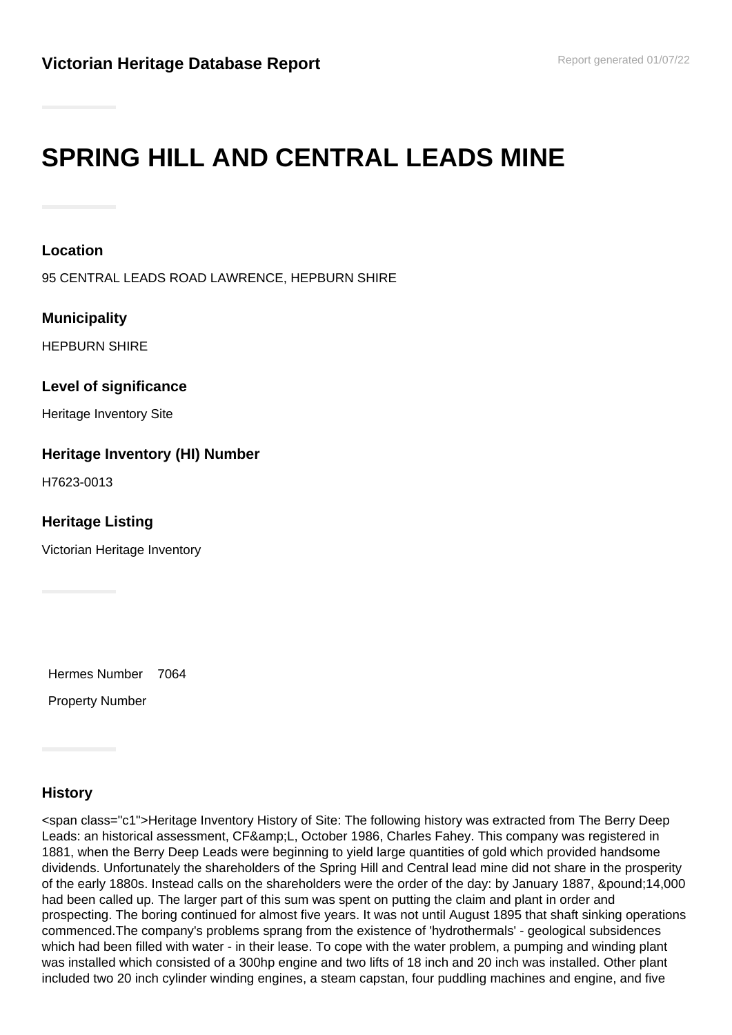**Victorian Heritage Database Report**

# SPRING HILL AND CENTRAL LEADS MINE

### Location

95 CENTRAL LEADS ROAD LAWRENCE, HEPBURN SHIRE

### Municipality

HEPBURN SHIRE

### Level of significance

Heritage Inventory Site

### Heritage Inventory (HI) Number

H7623-0013

### Heritage Listing

Victorian Heritage Inventory

Hermes Number 7064

Property Number

### History

<span class="c1">Heritage Inventory History of Site: The following history was extracted from The Berry Deep Leads: an historical assessment, CF&amp;L, October 1986, Charles Fahey. This company was registered in 1881, when the Berry Deep Leads were beginning to yield large quantities of gold which provided handsome dividends. Unfortunately the shareholders of the Spring Hill and Central lead mine did not share in the prosperity of the early 1880s. Instead calls on the shareholders were the order of the day: by January 1887, &pound;14,000 had been called up. The larger part of this sum was spent on putting the claim and plant in order and prospecting. The boring continued for almost five years. It was not until August 1895 that shaft sinking operations commenced.The company's problems sprang from the existence of 'hydrothermals' - geological subsidences which had been filled with water - in their lease. To cope with the water problem, a pumping and winding plant was installed which consisted of a 300hp engine and two lifts of 18 inch and 20 inch was installed. Other plant included two 20 inch cylinder winding engines, a steam capstan, four puddling machines and engine, and five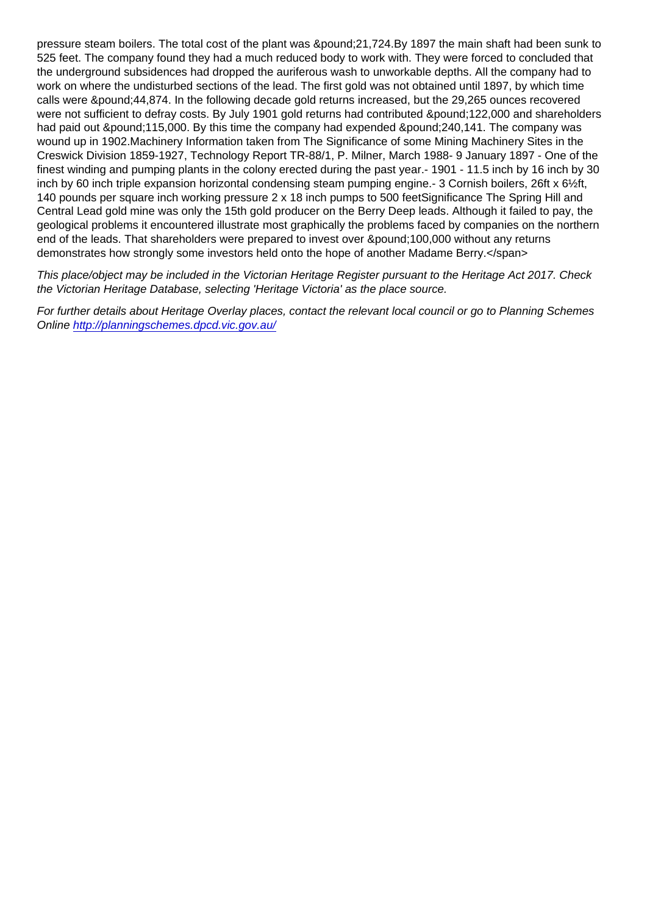pressure steam boilers. The total cost of the plant was &pound;21,724.By 1897 the main shaft had been sunk to 525 feet. The company found they had a much reduced body to work with. They were forced to concluded that the underground subsidences had dropped the auriferous wash to unworkable depths. All the company had to work on where the undisturbed sections of the lead. The first gold was not obtained until 1897, by which time calls were &pound;44,874. In the following decade gold returns increased, but the 29,265 ounces recovered were not sufficient to defray costs. By July 1901 gold returns had contributed &pound;122,000 and shareholders had paid out &pound;115,000. By this time the company had expended &pound;240,141. The company was wound up in 1902.Machinery Information taken from The Significance of some Mining Machinery Sites in the Creswick Division 1859-1927, Technology Report TR-88/1, P. Milner, March 1988- 9 January 1897 - One of the finest winding and pumping plants in the colony erected during the past year.- 1901 - 11.5 inch by 16 inch by 30 inch by 60 inch triple expansion horizontal condensing steam pumping engine.- 3 Cornish boilers, 26ft x 6½ft, 140 pounds per square inch working pressure 2 x 18 inch pumps to 500 feetSignificance The Spring Hill and Central Lead gold mine was only the 15th gold producer on the Berry Deep leads. Although it failed to pay, the geological problems it encountered illustrate most graphically the problems faced by companies on the northern end of the leads. That shareholders were prepared to invest over &pound;100,000 without any returns demonstrates how strongly some investors held onto the hope of another Madame Berry.</span>

*This place/object may be included in the Victorian Heritage Register pursuant to the Heritage Act 2017. Check the Victorian Heritage Database, selecting 'Heritage Victoria' as the place source.*

*For further details about Heritage Overlay places, contact the relevant local council or go to Planning Schemes Online [http://planningschemes.dpcd.vic.gov.au/](http://planningschemes.dpcd.vic.gov.au/)*